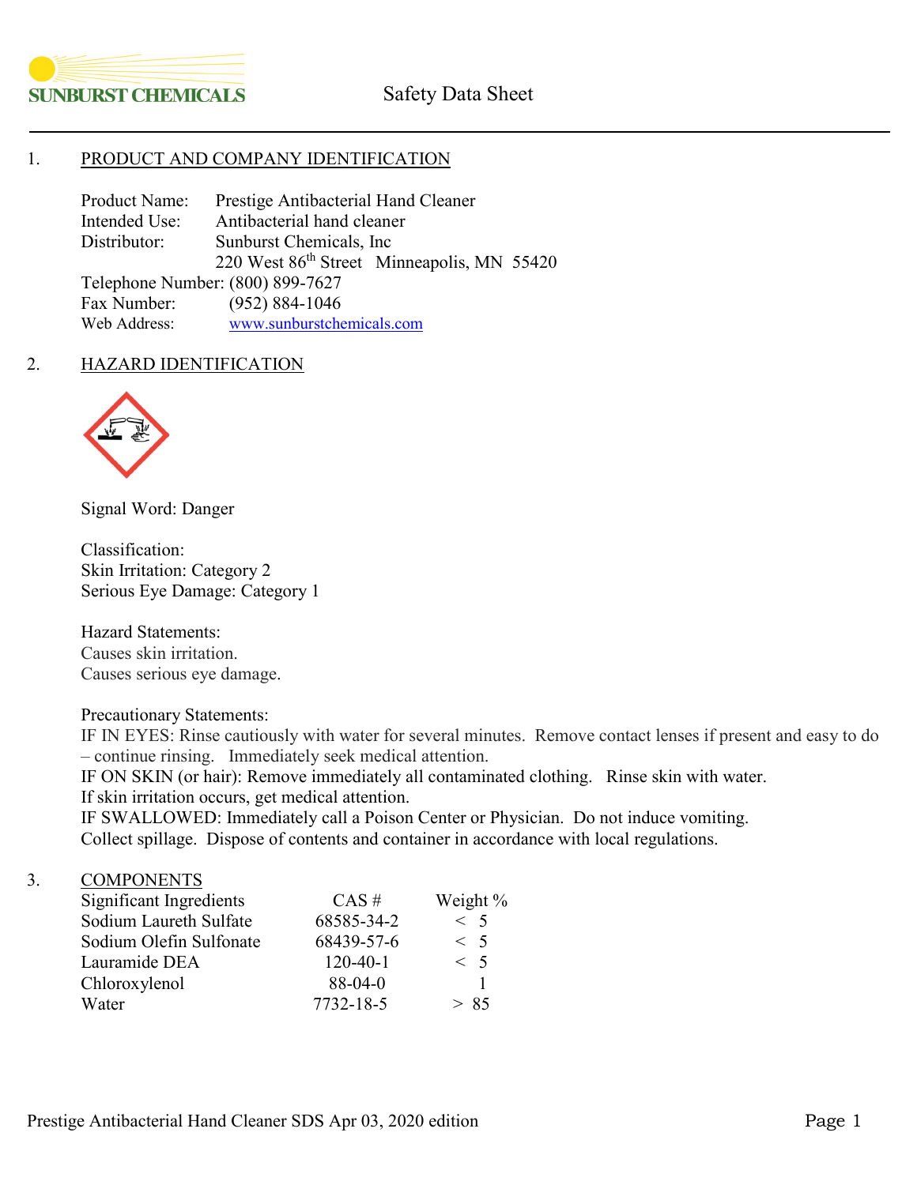SUNBURST CHEMICALS

Safety Data Sheet

## 1. PRODUCT AND COMPANY IDENTIFICATION

Product Name: Prestige Antibacterial Hand Cleaner
Intended Use: Antibacterial hand cleaner
Distributor: Sunburst Chemicals, Inc
220 West 86th Street Minneapolis, MN 55420
Telephone Number: (800) 899-7627
Fax Number: (952) 884-1046
Web Address: www.sunburstchemicals.com

## 2. HAZARD IDENTIFICATION

Signal Word: Danger

Classification:
Skin Irritation: Category 2
Serious Eye Damage: Category 1

Hazard Statements:
Causes skin irritation.
Causes serious eye damage.

Precautionary Statements:
IF IN EYES: Rinse cautiously with water for several minutes. Remove contact lenses if present and easy to do – continue rinsing. Immediately seek medical attention.
IF ON SKIN (or hair): Remove immediately all contaminated clothing. Rinse skin with water.
If skin irritation occurs, get medical attention.
IF SWALLOWED: Immediately call a Poison Center or Physician. Do not induce vomiting.
Collect spillage. Dispose of contents and container in accordance with local regulations.

## 3. COMPONENTS

| Significant Ingredients | CAS # | Weight % |
|---|---|---|
| Sodium Laureth Sulfate | 68585-34-2 | < 5 |
| Sodium Olefin Sulfonate | 68439-57-6 | < 5 |
| Lauramide DEA | 120-40-1 | < 5 |
| Chloroxylenol | 88-04-0 | 1 |
| Water | 7732-18-5 | > 85 |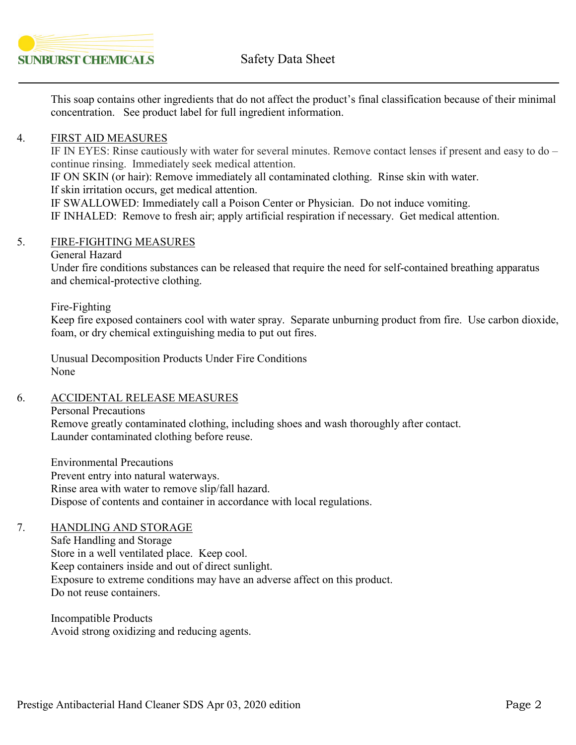This soap contains other ingredients that do not affect the product's final classification because of their minimal concentration. See product label for full ingredient information.

## 4. FIRST AID MEASURES

IF IN EYES: Rinse cautiously with water for several minutes. Remove contact lenses if present and easy to do – continue rinsing. Immediately seek medical attention.
IF ON SKIN (or hair): Remove immediately all contaminated clothing. Rinse skin with water.
If skin irritation occurs, get medical attention.
IF SWALLOWED: Immediately call a Poison Center or Physician. Do not induce vomiting.
IF INHALED: Remove to fresh air; apply artificial respiration if necessary. Get medical attention.

## 5. FIRE-FIGHTING MEASURES

General Hazard
Under fire conditions substances can be released that require the need for self-contained breathing apparatus and chemical-protective clothing.

Fire-Fighting
Keep fire exposed containers cool with water spray. Separate unburning product from fire. Use carbon dioxide, foam, or dry chemical extinguishing media to put out fires.

Unusual Decomposition Products Under Fire Conditions
None

## 6. ACCIDENTAL RELEASE MEASURES

Personal Precautions
Remove greatly contaminated clothing, including shoes and wash thoroughly after contact.
Launder contaminated clothing before reuse.

Environmental Precautions
Prevent entry into natural waterways.
Rinse area with water to remove slip/fall hazard.
Dispose of contents and container in accordance with local regulations.

## 7. HANDLING AND STORAGE

Safe Handling and Storage
Store in a well ventilated place. Keep cool.
Keep containers inside and out of direct sunlight.
Exposure to extreme conditions may have an adverse affect on this product.
Do not reuse containers.

Incompatible Products
Avoid strong oxidizing and reducing agents.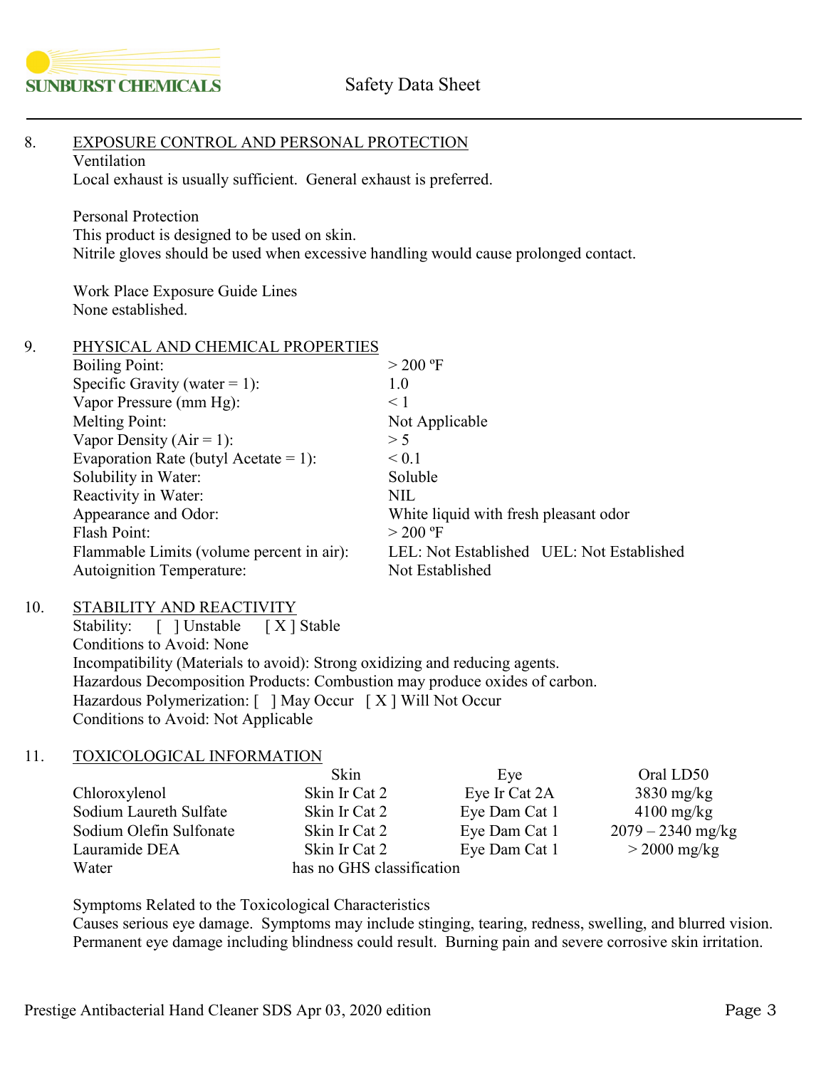## 8. EXPOSURE CONTROL AND PERSONAL PROTECTION

Ventilation

Local exhaust is usually sufficient. General exhaust is preferred.

Personal Protection

This product is designed to be used on skin.

Nitrile gloves should be used when excessive handling would cause prolonged contact.

Work Place Exposure Guide Lines

None established.

## 9. PHYSICAL AND CHEMICAL PROPERTIES

| Property | Value |
|---|---|
| Boiling Point: | > 200 ºF |
| Specific Gravity (water = 1): | 1.0 |
| Vapor Pressure (mm Hg): | < 1 |
| Melting Point: | Not Applicable |
| Vapor Density (Air = 1): | > 5 |
| Evaporation Rate (butyl Acetate = 1): | < 0.1 |
| Solubility in Water: | Soluble |
| Reactivity in Water: | NIL |
| Appearance and Odor: | White liquid with fresh pleasant odor |
| Flash Point: | > 200 ºF |
| Flammable Limits (volume percent in air): | LEL: Not Established UEL: Not Established |
| Autoignition Temperature: | Not Established |

## 10. STABILITY AND REACTIVITY

Stability: [ ] Unstable [ X ] Stable

Conditions to Avoid: None

Incompatibility (Materials to avoid): Strong oxidizing and reducing agents.

Hazardous Decomposition Products: Combustion may produce oxides of carbon.

Hazardous Polymerization: [ ] May Occur [ X ] Will Not Occur

Conditions to Avoid: Not Applicable

## 11. TOXICOLOGICAL INFORMATION

| | Skin | Eye | Oral LD50 |
|---|---|---|---|
| Chloroxylenol | Skin Ir Cat 2 | Eye Ir Cat 2A | 3830 mg/kg |
| Sodium Laureth Sulfate | Skin Ir Cat 2 | Eye Dam Cat 1 | 4100 mg/kg |
| Sodium Olefin Sulfonate | Skin Ir Cat 2 | Eye Dam Cat 1 | 2079 – 2340 mg/kg |
| Lauramide DEA | Skin Ir Cat 2 | Eye Dam Cat 1 | > 2000 mg/kg |
| Water | has no GHS classification | | |

Symptoms Related to the Toxicological Characteristics

Causes serious eye damage. Symptoms may include stinging, tearing, redness, swelling, and blurred vision. Permanent eye damage including blindness could result. Burning pain and severe corrosive skin irritation.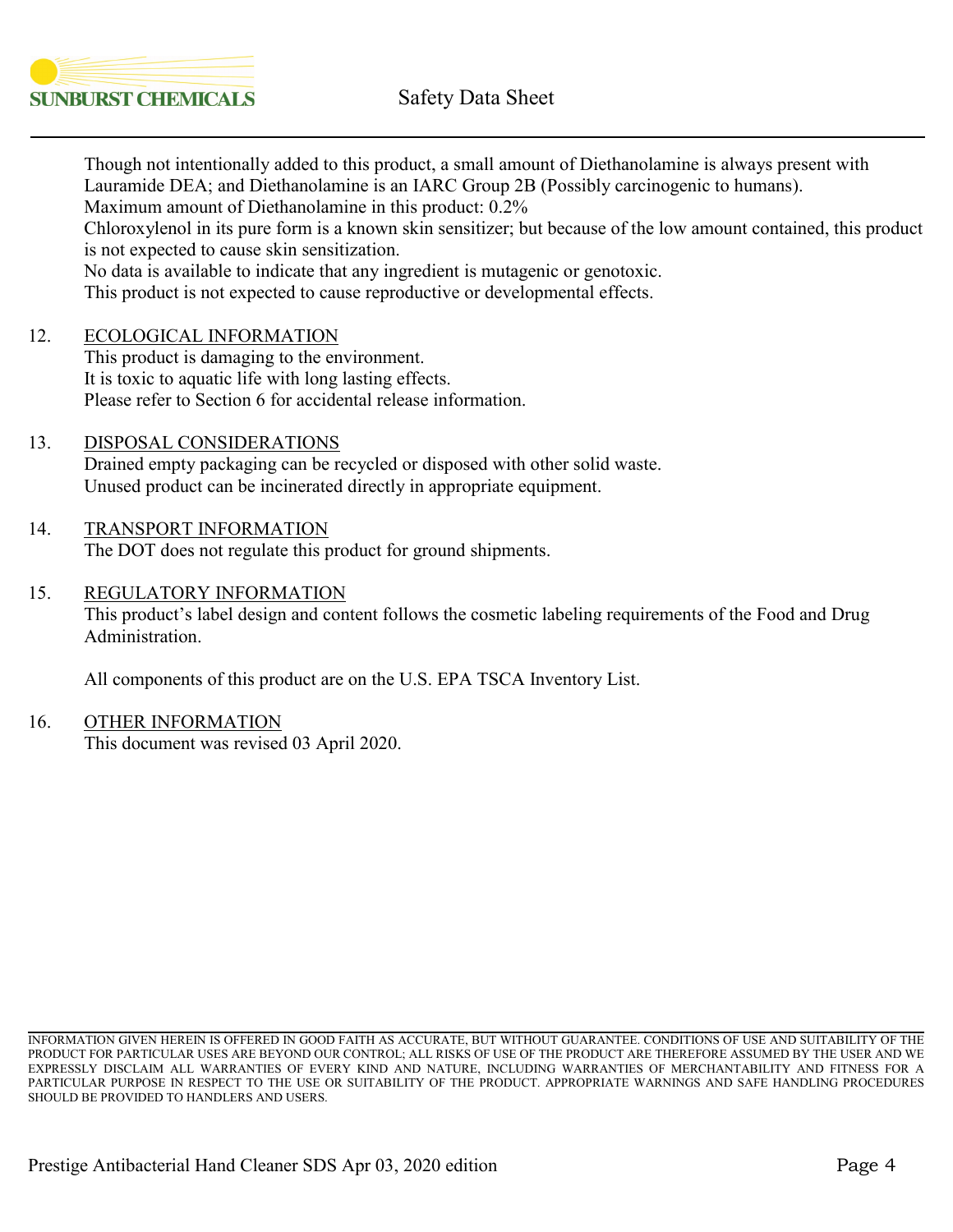Though not intentionally added to this product, a small amount of Diethanolamine is always present with Lauramide DEA; and Diethanolamine is an IARC Group 2B (Possibly carcinogenic to humans).
Maximum amount of Diethanolamine in this product: 0.2%
Chloroxylenol in its pure form is a known skin sensitizer; but because of the low amount contained, this product is not expected to cause skin sensitization.
No data is available to indicate that any ingredient is mutagenic or genotoxic.
This product is not expected to cause reproductive or developmental effects.

## 12. ECOLOGICAL INFORMATION

This product is damaging to the environment.
It is toxic to aquatic life with long lasting effects.
Please refer to Section 6 for accidental release information.

## 13. DISPOSAL CONSIDERATIONS

Drained empty packaging can be recycled or disposed with other solid waste.
Unused product can be incinerated directly in appropriate equipment.

## 14. TRANSPORT INFORMATION

The DOT does not regulate this product for ground shipments.

## 15. REGULATORY INFORMATION

This product's label design and content follows the cosmetic labeling requirements of the Food and Drug Administration.

All components of this product are on the U.S. EPA TSCA Inventory List.

## 16. OTHER INFORMATION

This document was revised 03 April 2020.

INFORMATION GIVEN HEREIN IS OFFERED IN GOOD FAITH AS ACCURATE, BUT WITHOUT GUARANTEE. CONDITIONS OF USE AND SUITABILITY OF THE PRODUCT FOR PARTICULAR USES ARE BEYOND OUR CONTROL; ALL RISKS OF USE OF THE PRODUCT ARE THEREFORE ASSUMED BY THE USER AND WE EXPRESSLY DISCLAIM ALL WARRANTIES OF EVERY KIND AND NATURE, INCLUDING WARRANTIES OF MERCHANTABILITY AND FITNESS FOR A PARTICULAR PURPOSE IN RESPECT TO THE USE OR SUITABILITY OF THE PRODUCT. APPROPRIATE WARNINGS AND SAFE HANDLING PROCEDURES SHOULD BE PROVIDED TO HANDLERS AND USERS.